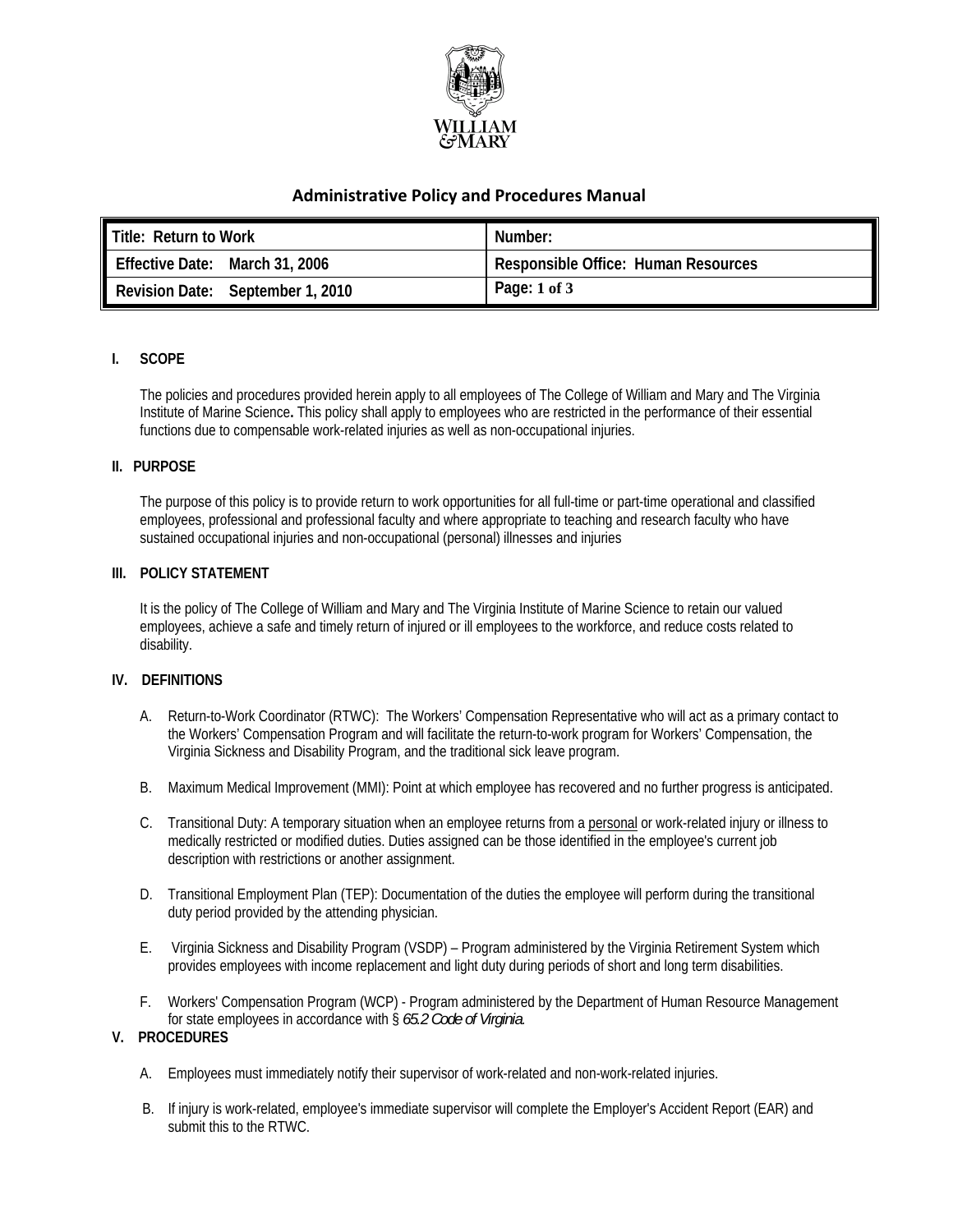WILLIAM & MARY

## Administrative Policy and Procedures Manual

| | |
|---|---|
| Title: Return to Work | Number: |
| Effective Date: March 31, 2006 | Responsible Office: Human Resources |
| Revision Date: September 1, 2010 | Page: 1 of 3 |

### I. SCOPE

The policies and procedures provided herein apply to all employees of The College of William and Mary and The Virginia Institute of Marine Science**.** This policy shall apply to employees who are restricted in the performance of their essential functions due to compensable work-related injuries as well as non-occupational injuries.

### II. PURPOSE

The purpose of this policy is to provide return to work opportunities for all full-time or part-time operational and classified employees, professional and professional faculty and where appropriate to teaching and research faculty who have sustained occupational injuries and non-occupational (personal) illnesses and injuries

### III. POLICY STATEMENT

It is the policy of The College of William and Mary and The Virginia Institute of Marine Science to retain our valued employees, achieve a safe and timely return of injured or ill employees to the workforce, and reduce costs related to disability.

### IV. DEFINITIONS

A. Return-to-Work Coordinator (RTWC): The Workers' Compensation Representative who will act as a primary contact to the Workers' Compensation Program and will facilitate the return-to-work program for Workers' Compensation, the Virginia Sickness and Disability Program, and the traditional sick leave program.

B. Maximum Medical Improvement (MMI): Point at which employee has recovered and no further progress is anticipated.

C. Transitional Duty: A temporary situation when an employee returns from a personal or work-related injury or illness to medically restricted or modified duties. Duties assigned can be those identified in the employee's current job description with restrictions or another assignment.

D. Transitional Employment Plan (TEP): Documentation of the duties the employee will perform during the transitional duty period provided by the attending physician.

E. Virginia Sickness and Disability Program (VSDP) – Program administered by the Virginia Retirement System which provides employees with income replacement and light duty during periods of short and long term disabilities.

F. Workers' Compensation Program (WCP) - Program administered by the Department of Human Resource Management for state employees in accordance with § *65.2 Code of Virginia*.

### V. PROCEDURES

A. Employees must immediately notify their supervisor of work-related and non-work-related injuries.

B. If injury is work-related, employee's immediate supervisor will complete the Employer's Accident Report (EAR) and submit this to the RTWC.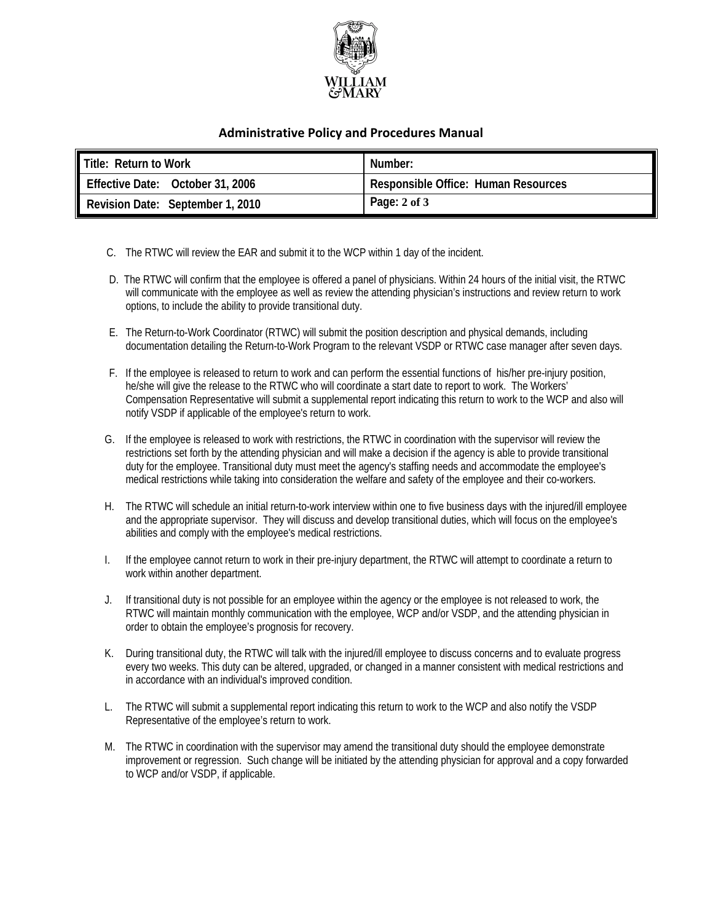**Administrative Policy and Procedures Manual**

| | |
|---|---|
| Title: Return to Work | Number: |
| Effective Date: October 31, 2006 | Responsible Office: Human Resources |
| Revision Date: September 1, 2010 | Page: 2 of 3 |

C. The RTWC will review the EAR and submit it to the WCP within 1 day of the incident.

D. The RTWC will confirm that the employee is offered a panel of physicians. Within 24 hours of the initial visit, the RTWC will communicate with the employee as well as review the attending physician's instructions and review return to work options, to include the ability to provide transitional duty.

E. The Return-to-Work Coordinator (RTWC) will submit the position description and physical demands, including documentation detailing the Return-to-Work Program to the relevant VSDP or RTWC case manager after seven days.

F. If the employee is released to return to work and can perform the essential functions of his/her pre-injury position, he/she will give the release to the RTWC who will coordinate a start date to report to work. The Workers' Compensation Representative will submit a supplemental report indicating this return to work to the WCP and also will notify VSDP if applicable of the employee's return to work.

G. If the employee is released to work with restrictions, the RTWC in coordination with the supervisor will review the restrictions set forth by the attending physician and will make a decision if the agency is able to provide transitional duty for the employee. Transitional duty must meet the agency's staffing needs and accommodate the employee's medical restrictions while taking into consideration the welfare and safety of the employee and their co-workers.

H. The RTWC will schedule an initial return-to-work interview within one to five business days with the injured/ill employee and the appropriate supervisor. They will discuss and develop transitional duties, which will focus on the employee's abilities and comply with the employee's medical restrictions.

I. If the employee cannot return to work in their pre-injury department, the RTWC will attempt to coordinate a return to work within another department.

J. If transitional duty is not possible for an employee within the agency or the employee is not released to work, the RTWC will maintain monthly communication with the employee, WCP and/or VSDP, and the attending physician in order to obtain the employee's prognosis for recovery.

K. During transitional duty, the RTWC will talk with the injured/ill employee to discuss concerns and to evaluate progress every two weeks. This duty can be altered, upgraded, or changed in a manner consistent with medical restrictions and in accordance with an individual's improved condition.

L. The RTWC will submit a supplemental report indicating this return to work to the WCP and also notify the VSDP Representative of the employee's return to work.

M. The RTWC in coordination with the supervisor may amend the transitional duty should the employee demonstrate improvement or regression. Such change will be initiated by the attending physician for approval and a copy forwarded to WCP and/or VSDP, if applicable.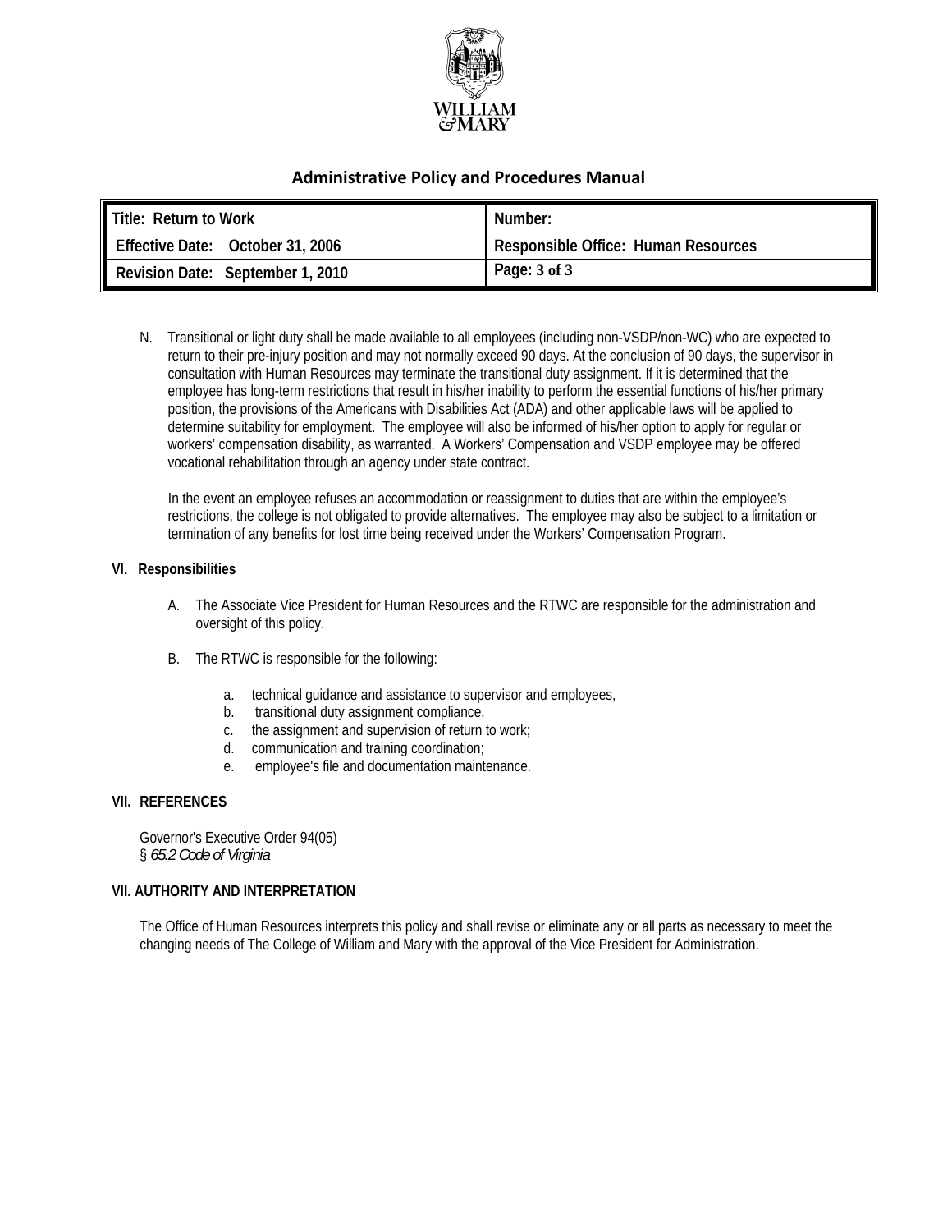N. Transitional or light duty shall be made available to all employees (including non-VSDP/non-WC) who are expected to return to their pre-injury position and may not normally exceed 90 days. At the conclusion of 90 days, the supervisor in consultation with Human Resources may terminate the transitional duty assignment. If it is determined that the employee has long-term restrictions that result in his/her inability to perform the essential functions of his/her primary position, the provisions of the Americans with Disabilities Act (ADA) and other applicable laws will be applied to determine suitability for employment. The employee will also be informed of his/her option to apply for regular or workers' compensation disability, as warranted. A Workers' Compensation and VSDP employee may be offered vocational rehabilitation through an agency under state contract.

   In the event an employee refuses an accommodation or reassignment to duties that are within the employee's restrictions, the college is not obligated to provide alternatives. The employee may also be subject to a limitation or termination of any benefits for lost time being received under the Workers' Compensation Program.

## VI. Responsibilities

A. The Associate Vice President for Human Resources and the RTWC are responsible for the administration and oversight of this policy.

B. The RTWC is responsible for the following:

   a. technical guidance and assistance to supervisor and employees,
   b. transitional duty assignment compliance,
   c. the assignment and supervision of return to work;
   d. communication and training coordination;
   e. employee's file and documentation maintenance.

## VII. REFERENCES

Governor's Executive Order 94(05)
§ *65.2 Code of Virginia*

## VII. AUTHORITY AND INTERPRETATION

The Office of Human Resources interprets this policy and shall revise or eliminate any or all parts as necessary to meet the changing needs of The College of William and Mary with the approval of the Vice President for Administration.